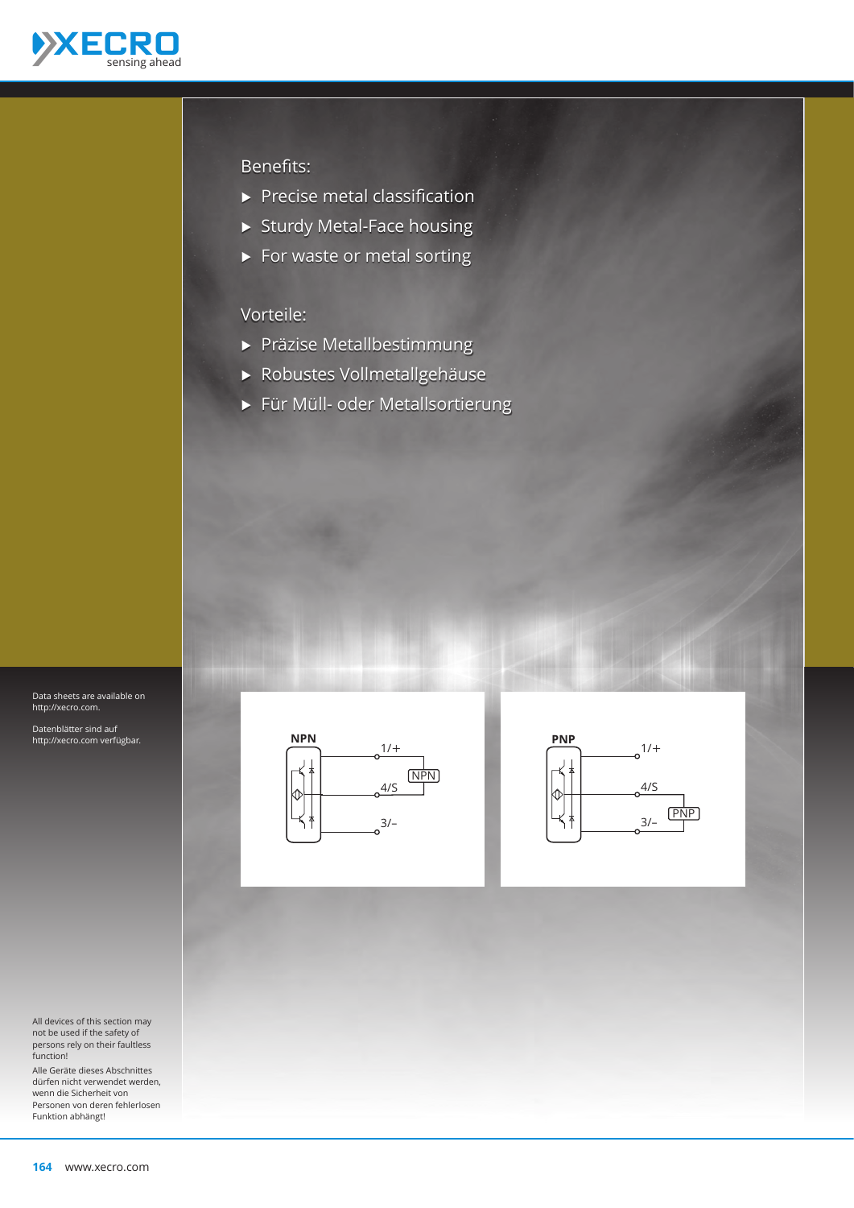## Benefits:

- Precise metal classification
- Sturdy Metal-Face housing
- For waste or metal sorting

## Vorteile:

- Präzise Metallbestimmung
- Robustes Vollmetallgehäuse
- Für Müll- oder Metallsortierung

**NPN**

1/+
4/S
3/–
NPN

**PNP**

1/+
4/S
3/–
PNP

Data sheets are available on http://xecro.com.

Datenblätter sind auf http://xecro.com verfügbar.

All devices of this section may not be used if the safety of persons rely on their faultless function!

Alle Geräte dieses Abschnittes dürfen nicht verwendet werden, wenn die Sicherheit von Personen von deren fehlerlosen Funktion abhängt!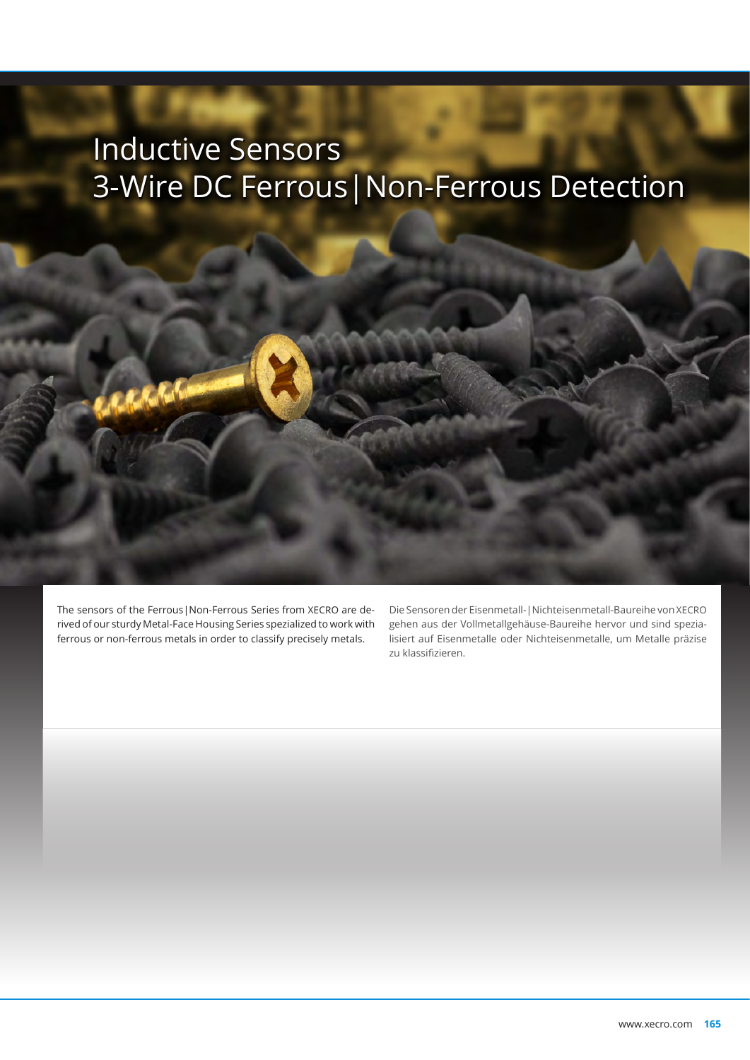# Inductive Sensors
# 3-Wire DC Ferrous|Non-Ferrous Detection

The sensors of the Ferrous|Non-Ferrous Series from XECRO are derived of our sturdy Metal-Face Housing Series spezialized to work with ferrous or non-ferrous metals in order to classify precisely metals.

Die Sensoren der Eisenmetall-|Nichteisenmetall-Baureihe von XECRO gehen aus der Vollmetallgehäuse-Baureihe hervor und sind spezialisiert auf Eisenmetalle oder Nichteisenmetalle, um Metalle präzise zu klassifizieren.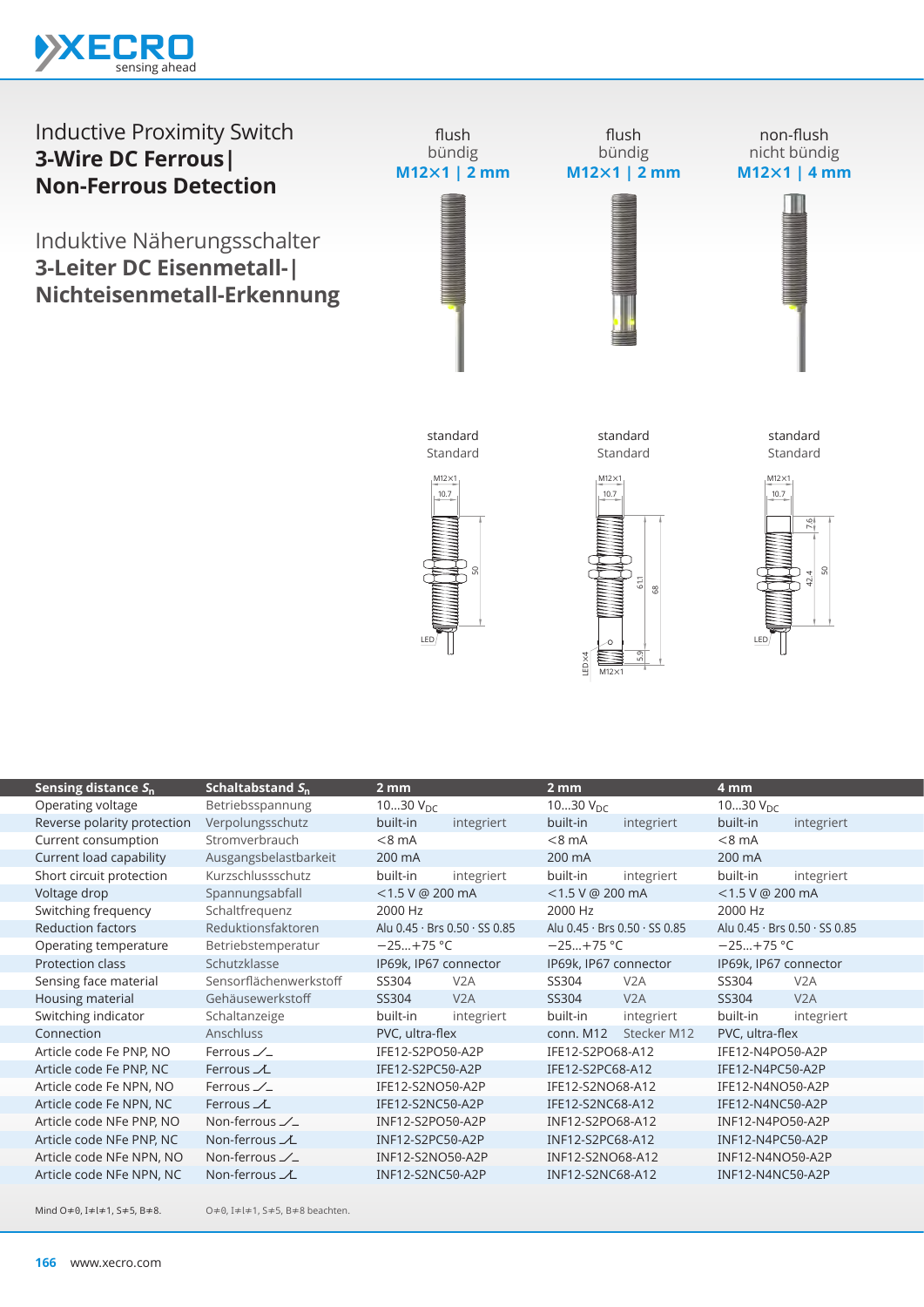# Inductive Proximity Switch
## 3-Wire DC Ferrous | Non-Ferrous Detection

# Induktive Näherungsschalter
## 3-Leiter DC Eisenmetall-| Nichteisenmetall-Erkennung

| | flush / bündig | flush / bündig | non-flush / nicht bündig |
|---|---|---|---|
| | **M12×1 \| 2 mm** | **M12×1 \| 2 mm** | **M12×1 \| 4 mm** |
| | standard / Standard | standard / Standard | standard / Standard |

| Sensing distance $S_n$ | Schaltabstand $S_n$ | 2 mm | | 2 mm | | 4 mm | |
|---|---|---|---|---|---|---|---|
| Operating voltage | Betriebsspannung | 10…30 $V_{DC}$ | | 10…30 $V_{DC}$ | | 10…30 $V_{DC}$ | |
| Reverse polarity protection | Verpolungsschutz | built-in | integriert | built-in | integriert | built-in | integriert |
| Current consumption | Stromverbrauch | <8 mA | | <8 mA | | <8 mA | |
| Current load capability | Ausgangsbelastbarkeit | 200 mA | | 200 mA | | 200 mA | |
| Short circuit protection | Kurzschlussschutz | built-in | integriert | built-in | integriert | built-in | integriert |
| Voltage drop | Spannungsabfall | <1.5 V @ 200 mA | | <1.5 V @ 200 mA | | <1.5 V @ 200 mA | |
| Switching frequency | Schaltfrequenz | 2000 Hz | | 2000 Hz | | 2000 Hz | |
| Reduction factors | Reduktionsfaktoren | Alu 0.45 · Brs 0.50 · SS 0.85 | | Alu 0.45 · Brs 0.50 · SS 0.85 | | Alu 0.45 · Brs 0.50 · SS 0.85 | |
| Operating temperature | Betriebstemperatur | −25…+75 °C | | −25…+75 °C | | −25…+75 °C | |
| Protection class | Schutzklasse | IP69k, IP67 connector | | IP69k, IP67 connector | | IP69k, IP67 connector | |
| Sensing face material | Sensorflächenwerkstoff | SS304 | V2A | SS304 | V2A | SS304 | V2A |
| Housing material | Gehäusewerkstoff | SS304 | V2A | SS304 | V2A | SS304 | V2A |
| Switching indicator | Schaltanzeige | built-in | integriert | built-in | integriert | built-in | integriert |
| Connection | Anschluss | PVC, ultra-flex | | conn. M12 | Stecker M12 | PVC, ultra-flex | |
| Article code Fe PNP, NO | Ferrous ⁄‗ | IFE12-S2PO50-A2P | | IFE12-S2PO68-A12 | | IFE12-N4PO50-A2P | |
| Article code Fe PNP, NC | Ferrous ⊥ | IFE12-S2PC50-A2P | | IFE12-S2PC68-A12 | | IFE12-N4PC50-A2P | |
| Article code Fe NPN, NO | Ferrous ⁄‗ | IFE12-S2NO50-A2P | | IFE12-S2NO68-A12 | | IFE12-N4NO50-A2P | |
| Article code Fe NPN, NC | Ferrous ⊥ | IFE12-S2NC50-A2P | | IFE12-S2NC68-A12 | | IFE12-N4NC50-A2P | |
| Article code NFe PNP, NO | Non-ferrous ⁄‗ | INF12-S2PO50-A2P | | INF12-S2PO68-A12 | | INF12-N4PO50-A2P | |
| Article code NFe PNP, NC | Non-ferrous ⊥ | INF12-S2PC50-A2P | | INF12-S2PC68-A12 | | INF12-N4PC50-A2P | |
| Article code NFe NPN, NO | Non-ferrous ⁄‗ | INF12-S2NO50-A2P | | INF12-S2NO68-A12 | | INF12-N4NO50-A2P | |
| Article code NFe NPN, NC | Non-ferrous ⊥ | INF12-S2NC50-A2P | | INF12-S2NC68-A12 | | INF12-N4NC50-A2P | |

Mind O≠0, I≠l≠1, S≠5, B≠8. — O≠0, I≠l≠1, S≠5, B≠8 beachten.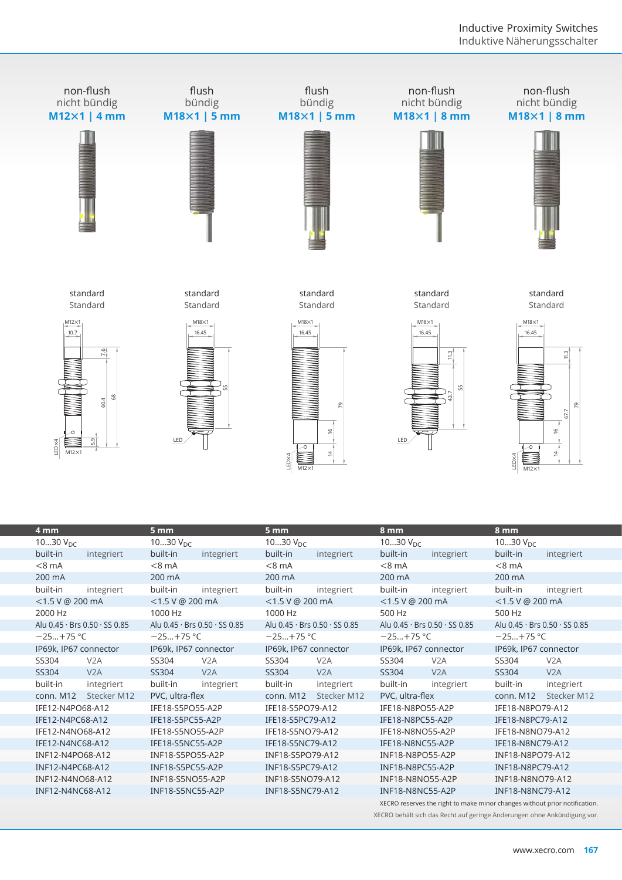| non-flush<br>nicht bündig<br>**M12×1 \| 4 mm** | flush<br>bündig<br>**M18×1 \| 5 mm** | flush<br>bündig<br>**M18×1 \| 5 mm** | non-flush<br>nicht bündig<br>**M18×1 \| 8 mm** | non-flush<br>nicht bündig<br>**M18×1 \| 8 mm** |
|---|---|---|---|---|
| standard<br>Standard | standard<br>Standard | standard<br>Standard | standard<br>Standard | standard<br>Standard |

M12×1
10.7
7.6
60.4
68
5.9
LED×4
M12×1

M18×1
16.45
55
LED

M18×1
16.45
79
16
14
LED×4
M12×1

M18×1
16.45
11.3
43.7
55
LED

M18×1
16.45
11.3
67.7
79
16
14
LED×4
M12×1

| **4 mm** | | **5 mm** | | **5 mm** | | **8 mm** | | **8 mm** | |
|---|---|---|---|---|---|---|---|---|---|
| 10…30 $V_{DC}$ | | 10…30 $V_{DC}$ | | 10…30 $V_{DC}$ | | 10…30 $V_{DC}$ | | 10…30 $V_{DC}$ | |
| built-in | integriert | built-in | integriert | built-in | integriert | built-in | integriert | built-in | integriert |
| <8 mA | | <8 mA | | <8 mA | | <8 mA | | <8 mA | |
| 200 mA | | 200 mA | | 200 mA | | 200 mA | | 200 mA | |
| built-in | integriert | built-in | integriert | built-in | integriert | built-in | integriert | built-in | integriert |
| <1.5 V @ 200 mA | | <1.5 V @ 200 mA | | <1.5 V @ 200 mA | | <1.5 V @ 200 mA | | <1.5 V @ 200 mA | |
| 2000 Hz | | 1000 Hz | | 1000 Hz | | 500 Hz | | 500 Hz | |
| Alu 0.45 · Brs 0.50 · SS 0.85 | | Alu 0.45 · Brs 0.50 · SS 0.85 | | Alu 0.45 · Brs 0.50 · SS 0.85 | | Alu 0.45 · Brs 0.50 · SS 0.85 | | Alu 0.45 · Brs 0.50 · SS 0.85 | |
| −25…+75 °C | | −25…+75 °C | | −25…+75 °C | | −25…+75 °C | | −25…+75 °C | |
| IP69k, IP67 connector | | IP69k, IP67 connector | | IP69k, IP67 connector | | IP69k, IP67 connector | | IP69k, IP67 connector | |
| SS304 | V2A | SS304 | V2A | SS304 | V2A | SS304 | V2A | SS304 | V2A |
| SS304 | V2A | SS304 | V2A | SS304 | V2A | SS304 | V2A | SS304 | V2A |
| built-in | integriert | built-in | integriert | built-in | integriert | built-in | integriert | built-in | integriert |
| conn. M12 | Stecker M12 | PVC, ultra-flex | | conn. M12 | Stecker M12 | PVC, ultra-flex | | conn. M12 | Stecker M12 |
| IFE12-N4PO68-A12 | | IFE18-S5PO55-A2P | | IFE18-S5PO79-A12 | | IFE18-N8PO55-A2P | | IFE18-N8PO79-A12 | |
| IFE12-N4PC68-A12 | | IFE18-S5PC55-A2P | | IFE18-S5PC79-A12 | | IFE18-N8PC55-A2P | | IFE18-N8PC79-A12 | |
| IFE12-N4NO68-A12 | | IFE18-S5NO55-A2P | | IFE18-S5NO79-A12 | | IFE18-N8NO55-A2P | | IFE18-N8NO79-A12 | |
| IFE12-N4NC68-A12 | | IFE18-S5NC55-A2P | | IFE18-S5NC79-A12 | | IFE18-N8NC55-A2P | | IFE18-N8NC79-A12 | |
| INF12-N4PO68-A12 | | INF18-S5PO55-A2P | | INF18-S5PO79-A12 | | INF18-N8PO55-A2P | | INF18-N8PO79-A12 | |
| INF12-N4PC68-A12 | | INF18-S5PC55-A2P | | INF18-S5PC79-A12 | | INF18-N8PC55-A2P | | INF18-N8PC79-A12 | |
| INF12-N4NO68-A12 | | INF18-S5NO55-A2P | | INF18-S5NO79-A12 | | INF18-N8NO55-A2P | | INF18-N8NO79-A12 | |
| INF12-N4NC68-A12 | | INF18-S5NC55-A2P | | INF18-S5NC79-A12 | | INF18-N8NC55-A2P | | INF18-N8NC79-A12 | |

XECRO reserves the right to make minor changes without prior notification.
XECRO behält sich das Recht auf geringe Änderungen ohne Ankündigung vor.